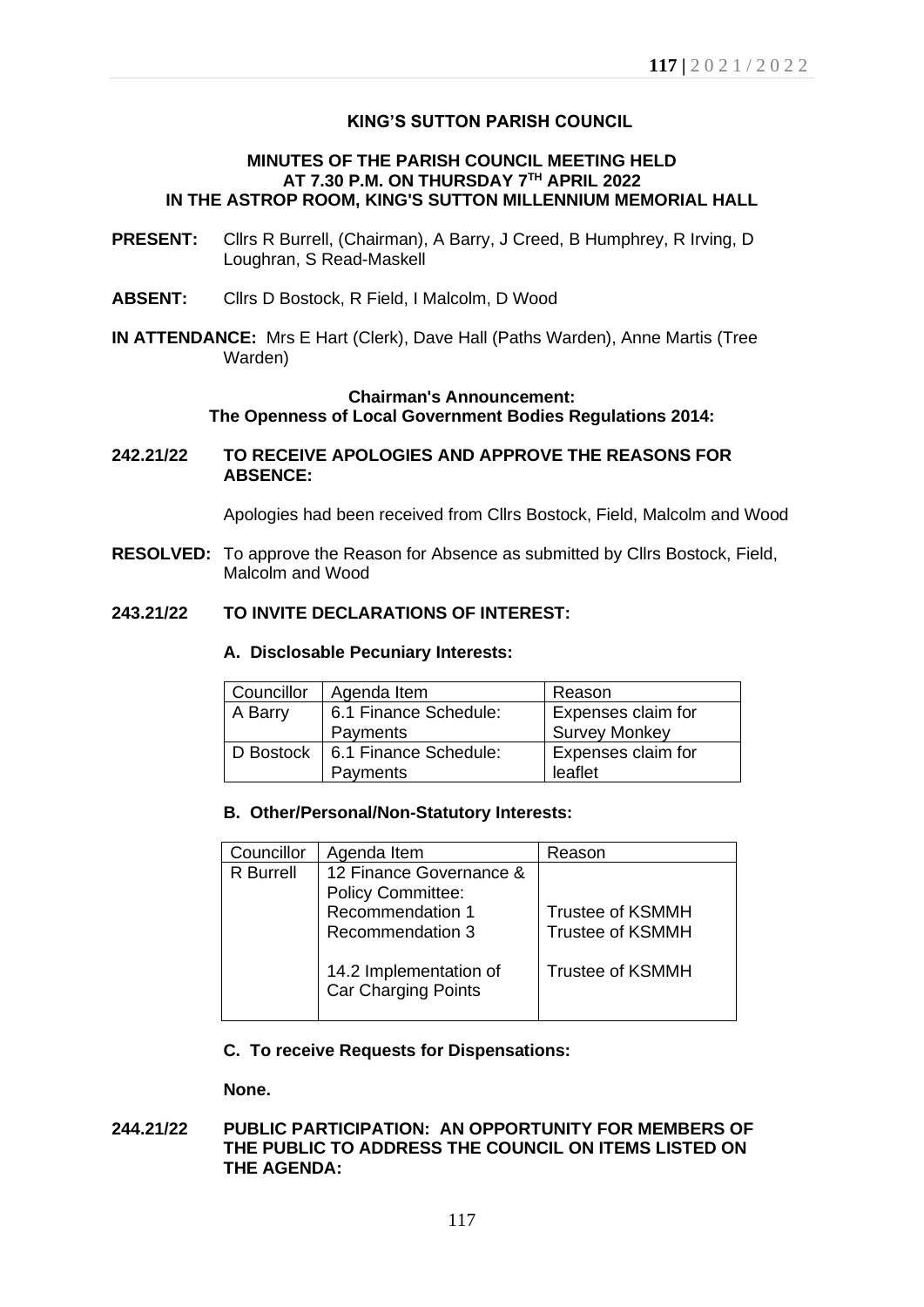# KING'S SUTTON PARISH COUNCIL

## MINUTES OF THE PARISH COUNCIL MEETING HELD AT 7.30 P.M. ON THURSDAY 7TH APRIL 2022 IN THE ASTROP ROOM, KING'S SUTTON MILLENNIUM MEMORIAL HALL

**PRESENT:** Cllrs R Burrell, (Chairman), A Barry, J Creed, B Humphrey, R Irving, D Loughran, S Read-Maskell

**ABSENT:** Cllrs D Bostock, R Field, I Malcolm, D Wood

**IN ATTENDANCE:** Mrs E Hart (Clerk), Dave Hall (Paths Warden), Anne Martis (Tree Warden)

**Chairman's Announcement:**
**The Openness of Local Government Bodies Regulations 2014:**

**242.21/22 TO RECEIVE APOLOGIES AND APPROVE THE REASONS FOR ABSENCE:**

Apologies had been received from Cllrs Bostock, Field, Malcolm and Wood

**RESOLVED:** To approve the Reason for Absence as submitted by Cllrs Bostock, Field, Malcolm and Wood

**243.21/22 TO INVITE DECLARATIONS OF INTEREST:**

**A. Disclosable Pecuniary Interests:**

| Councillor | Agenda Item | Reason |
|---|---|---|
| A Barry | 6.1 Finance Schedule: Payments | Expenses claim for Survey Monkey |
| D Bostock | 6.1 Finance Schedule: Payments | Expenses claim for leaflet |

**B. Other/Personal/Non-Statutory Interests:**

| Councillor | Agenda Item | Reason |
|---|---|---|
| R Burrell | 12 Finance Governance & Policy Committee: | |
| | Recommendation 1 | Trustee of KSMMH |
| | Recommendation 3 | Trustee of KSMMH |
| | 14.2 Implementation of Car Charging Points | Trustee of KSMMH |

**C. To receive Requests for Dispensations:**

**None.**

**244.21/22 PUBLIC PARTICIPATION: AN OPPORTUNITY FOR MEMBERS OF THE PUBLIC TO ADDRESS THE COUNCIL ON ITEMS LISTED ON THE AGENDA:**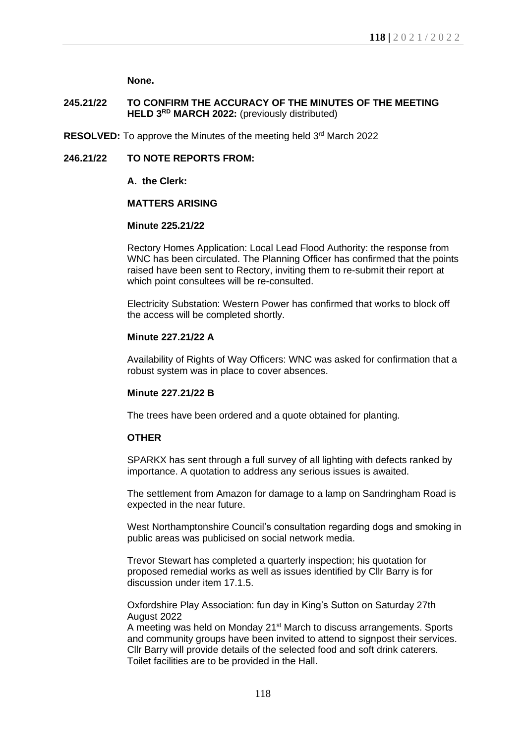**None.**

**245.21/22 TO CONFIRM THE ACCURACY OF THE MINUTES OF THE MEETING HELD 3RD MARCH 2022:** (previously distributed)

**RESOLVED:** To approve the Minutes of the meeting held 3rd March 2022

**246.21/22 TO NOTE REPORTS FROM:**

**A. the Clerk:**

**MATTERS ARISING**

**Minute 225.21/22**

Rectory Homes Application: Local Lead Flood Authority: the response from WNC has been circulated. The Planning Officer has confirmed that the points raised have been sent to Rectory, inviting them to re-submit their report at which point consultees will be re-consulted.

Electricity Substation: Western Power has confirmed that works to block off the access will be completed shortly.

**Minute 227.21/22 A**

Availability of Rights of Way Officers: WNC was asked for confirmation that a robust system was in place to cover absences.

**Minute 227.21/22 B**

The trees have been ordered and a quote obtained for planting.

**OTHER**

SPARKX has sent through a full survey of all lighting with defects ranked by importance. A quotation to address any serious issues is awaited.

The settlement from Amazon for damage to a lamp on Sandringham Road is expected in the near future.

West Northamptonshire Council's consultation regarding dogs and smoking in public areas was publicised on social network media.

Trevor Stewart has completed a quarterly inspection; his quotation for proposed remedial works as well as issues identified by Cllr Barry is for discussion under item 17.1.5.

Oxfordshire Play Association: fun day in King's Sutton on Saturday 27th August 2022
A meeting was held on Monday 21st March to discuss arrangements. Sports and community groups have been invited to attend to signpost their services. Cllr Barry will provide details of the selected food and soft drink caterers. Toilet facilities are to be provided in the Hall.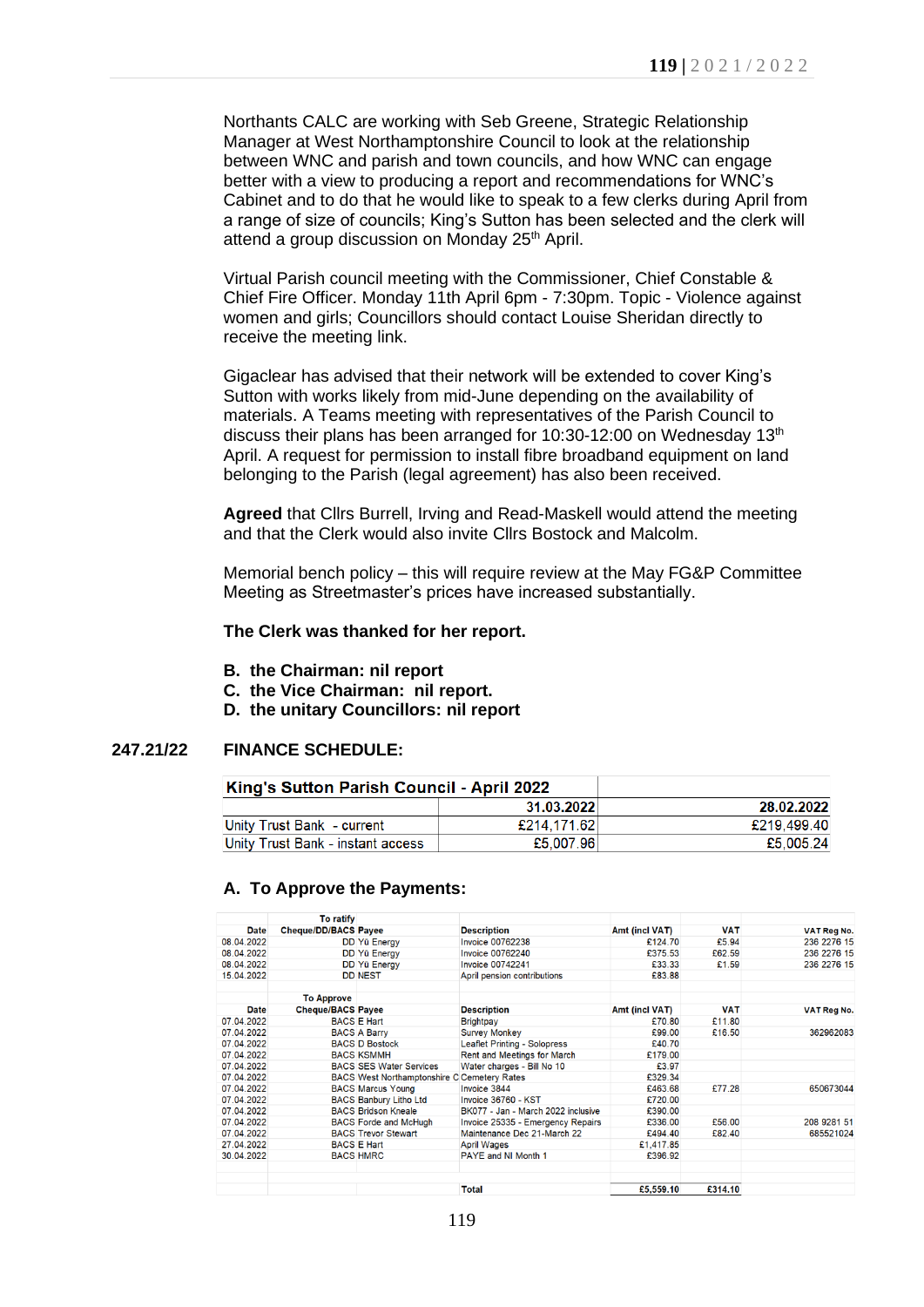Northants CALC are working with Seb Greene, Strategic Relationship Manager at West Northamptonshire Council to look at the relationship between WNC and parish and town councils, and how WNC can engage better with a view to producing a report and recommendations for WNC's Cabinet and to do that he would like to speak to a few clerks during April from a range of size of councils; King's Sutton has been selected and the clerk will attend a group discussion on Monday 25th April.

Virtual Parish council meeting with the Commissioner, Chief Constable & Chief Fire Officer. Monday 11th April 6pm - 7:30pm. Topic - Violence against women and girls; Councillors should contact Louise Sheridan directly to receive the meeting link.

Gigaclear has advised that their network will be extended to cover King's Sutton with works likely from mid-June depending on the availability of materials. A Teams meeting with representatives of the Parish Council to discuss their plans has been arranged for 10:30-12:00 on Wednesday 13th April. A request for permission to install fibre broadband equipment on land belonging to the Parish (legal agreement) has also been received.

**Agreed** that Cllrs Burrell, Irving and Read-Maskell would attend the meeting and that the Clerk would also invite Cllrs Bostock and Malcolm.

Memorial bench policy – this will require review at the May FG&P Committee Meeting as Streetmaster's prices have increased substantially.

**The Clerk was thanked for her report.**

**B. the Chairman: nil report**
**C. the Vice Chairman: nil report.**
**D. the unitary Councillors: nil report**

## 247.21/22 FINANCE SCHEDULE:

| King's Sutton Parish Council - April 2022 | | |
|---|---|---|
| | 31.03.2022 | 28.02.2022 |
| Unity Trust Bank - current | £214,171.62 | £219,499.40 |
| Unity Trust Bank - instant access | £5,007.96 | £5,005.24 |

### A. To Approve the Payments:

| Date | Cheque/DD/BACS | Payee | Description | Amt (incl VAT) | VAT | VAT Reg No. |
|---|---|---|---|---|---|---|
| | To ratify | | | | | |
| 08.04.2022 | DD | Yü Energy | Invoice 00762238 | £124.70 | £5.94 | 236 2276 15 |
| 08.04.2022 | DD | Yü Energy | Invoice 00762240 | £375.53 | £62.59 | 236 2276 15 |
| 08.04.2022 | DD | Yü Energy | Invoice 00742241 | £33.33 | £1.59 | 236 2276 15 |
| 15.04.2022 | DD | NEST | April pension contributions | £83.88 | | |
| | To Approve | | | | | |
| Date | Cheque/BACS | Payee | Description | Amt (incl VAT) | VAT | VAT Reg No. |
| 07.04.2022 | BACS | E Hart | Brightpay | £70.80 | £11.80 | |
| 07.04.2022 | BACS | A Barry | Survey Monkey | £99.00 | £16.50 | 362962083 |
| 07.04.2022 | BACS | D Bostock | Leaflet Printing - Solopress | £40.70 | | |
| 07.04.2022 | BACS | KSMMH | Rent and Meetings for March | £179.00 | | |
| 07.04.2022 | BACS | SES Water Services | Water charges - Bill No 10 | £3.97 | | |
| 07.04.2022 | BACS | West Northamptonshire C | Cemetery Rates | £329.34 | | |
| 07.04.2022 | BACS | Marcus Young | Invoice 3844 | £463.68 | £77.28 | 650673044 |
| 07.04.2022 | BACS | Banbury Litho Ltd | Invoice 36760 - KST | £720.00 | | |
| 07.04.2022 | BACS | Bridson Kneale | BK077 - Jan - March 2022 inclusive | £390.00 | | |
| 07.04.2022 | BACS | Forde and McHugh | Invoice 25335 - Emergency Repairs | £336.00 | £56.00 | 208 9281 51 |
| 07.04.2022 | BACS | Trevor Stewart | Maintenance Dec 21-March 22 | £494.40 | £82.40 | 685521024 |
| 27.04.2022 | BACS | E Hart | April Wages | £1,417.85 | | |
| 30.04.2022 | BACS | HMRC | PAYE and NI Month 1 | £396.92 | | |
| | | | **Total** | **£5,559.10** | **£314.10** | |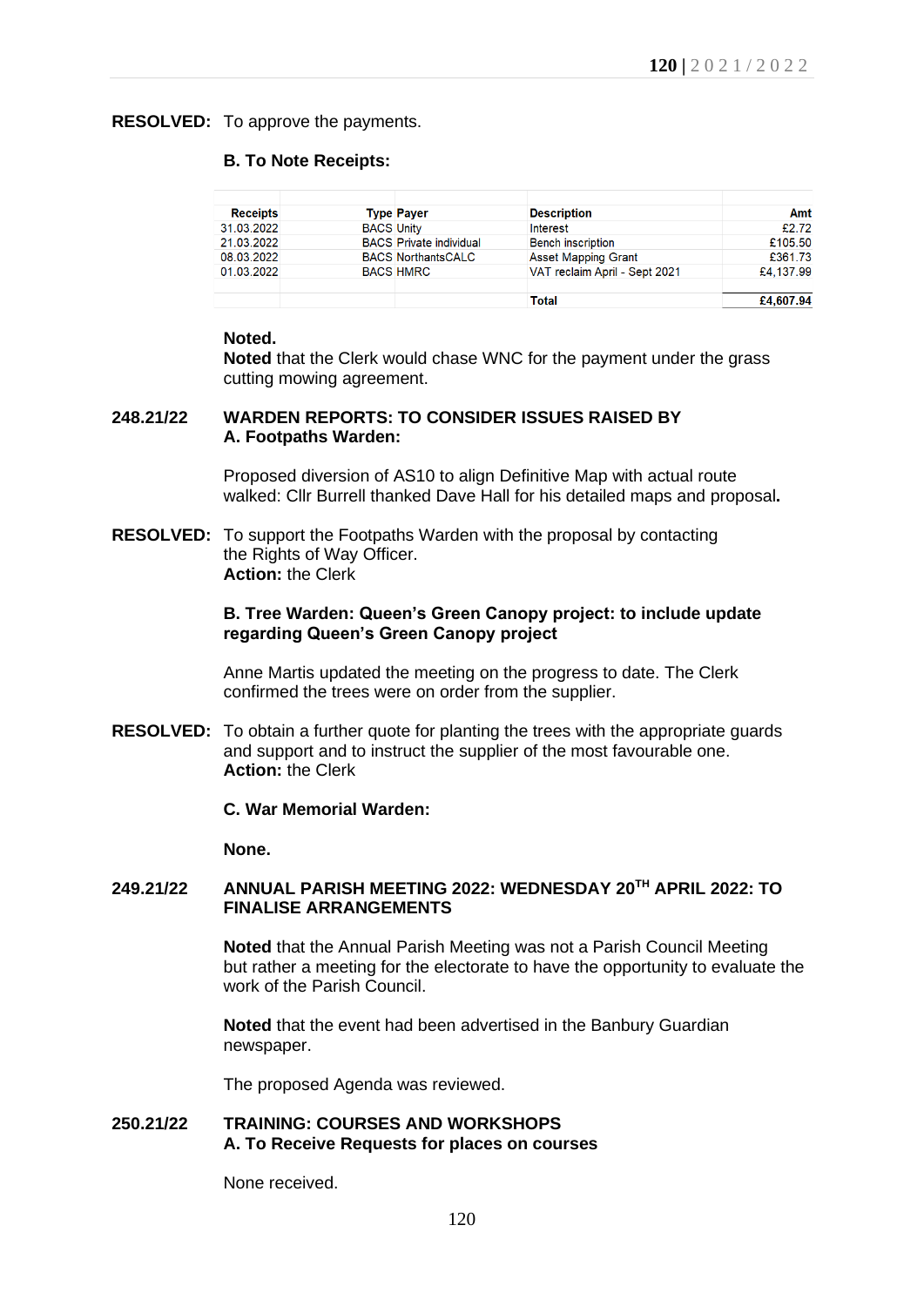**RESOLVED:** To approve the payments.

**B. To Note Receipts:**

| Receipts | Type | Payer | Description | Amt |
|---|---|---|---|---|
| 31.03.2022 | BACS | Unity | Interest | £2.72 |
| 21.03.2022 | BACS | Private individual | Bench inscription | £105.50 |
| 08.03.2022 | BACS | NorthantsCALC | Asset Mapping Grant | £361.73 |
| 01.03.2022 | BACS | HMRC | VAT reclaim April - Sept 2021 | £4,137.99 |
| | | | | |
| | | | **Total** | **£4,607.94** |

**Noted.**
**Noted** that the Clerk would chase WNC for the payment under the grass cutting mowing agreement.

**248.21/22 WARDEN REPORTS: TO CONSIDER ISSUES RAISED BY**
**A. Footpaths Warden:**

Proposed diversion of AS10 to align Definitive Map with actual route walked: Cllr Burrell thanked Dave Hall for his detailed maps and proposal**.**

**RESOLVED:** To support the Footpaths Warden with the proposal by contacting the Rights of Way Officer.
**Action:** the Clerk

**B. Tree Warden: Queen's Green Canopy project: to include update regarding Queen's Green Canopy project**

Anne Martis updated the meeting on the progress to date. The Clerk confirmed the trees were on order from the supplier.

**RESOLVED:** To obtain a further quote for planting the trees with the appropriate guards and support and to instruct the supplier of the most favourable one.
**Action:** the Clerk

**C. War Memorial Warden:**

**None.**

**249.21/22 ANNUAL PARISH MEETING 2022: WEDNESDAY 20TH APRIL 2022: TO FINALISE ARRANGEMENTS**

**Noted** that the Annual Parish Meeting was not a Parish Council Meeting but rather a meeting for the electorate to have the opportunity to evaluate the work of the Parish Council.

**Noted** that the event had been advertised in the Banbury Guardian newspaper.

The proposed Agenda was reviewed.

**250.21/22 TRAINING: COURSES AND WORKSHOPS**
**A. To Receive Requests for places on courses**

None received.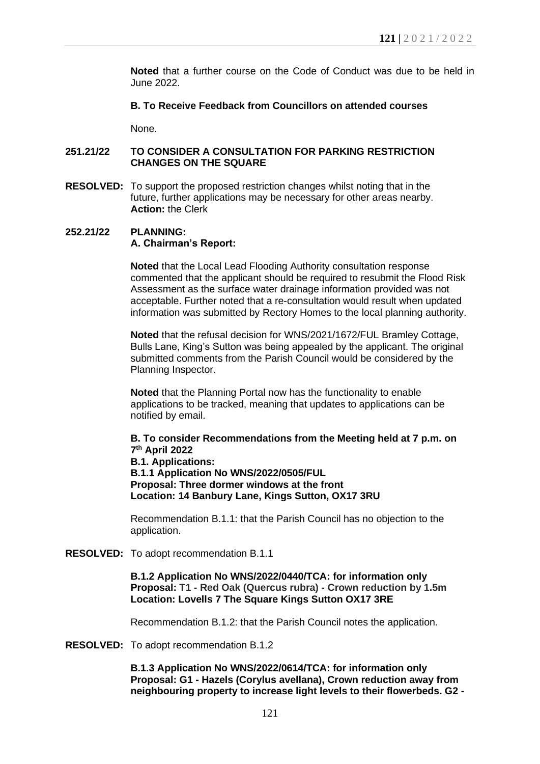**Noted** that a further course on the Code of Conduct was due to be held in June 2022.

**B. To Receive Feedback from Councillors on attended courses**

None.

**251.21/22 TO CONSIDER A CONSULTATION FOR PARKING RESTRICTION CHANGES ON THE SQUARE**

**RESOLVED:** To support the proposed restriction changes whilst noting that in the future, further applications may be necessary for other areas nearby.
**Action:** the Clerk

**252.21/22 PLANNING:**
**A. Chairman's Report:**

**Noted** that the Local Lead Flooding Authority consultation response commented that the applicant should be required to resubmit the Flood Risk Assessment as the surface water drainage information provided was not acceptable. Further noted that a re-consultation would result when updated information was submitted by Rectory Homes to the local planning authority.

**Noted** that the refusal decision for WNS/2021/1672/FUL Bramley Cottage, Bulls Lane, King's Sutton was being appealed by the applicant. The original submitted comments from the Parish Council would be considered by the Planning Inspector.

**Noted** that the Planning Portal now has the functionality to enable applications to be tracked, meaning that updates to applications can be notified by email.

**B. To consider Recommendations from the Meeting held at 7 p.m. on 7th April 2022**
**B.1. Applications:**
**B.1.1 Application No WNS/2022/0505/FUL**
**Proposal: Three dormer windows at the front**
**Location: 14 Banbury Lane, Kings Sutton, OX17 3RU**

Recommendation B.1.1: that the Parish Council has no objection to the application.

**RESOLVED:** To adopt recommendation B.1.1

**B.1.2 Application No WNS/2022/0440/TCA: for information only**
**Proposal: T1 - Red Oak (Quercus rubra) - Crown reduction by 1.5m**
**Location: Lovells 7 The Square Kings Sutton OX17 3RE**

Recommendation B.1.2: that the Parish Council notes the application.

**RESOLVED:** To adopt recommendation B.1.2

**B.1.3 Application No WNS/2022/0614/TCA: for information only**
**Proposal: G1 - Hazels (Corylus avellana), Crown reduction away from neighbouring property to increase light levels to their flowerbeds. G2 -**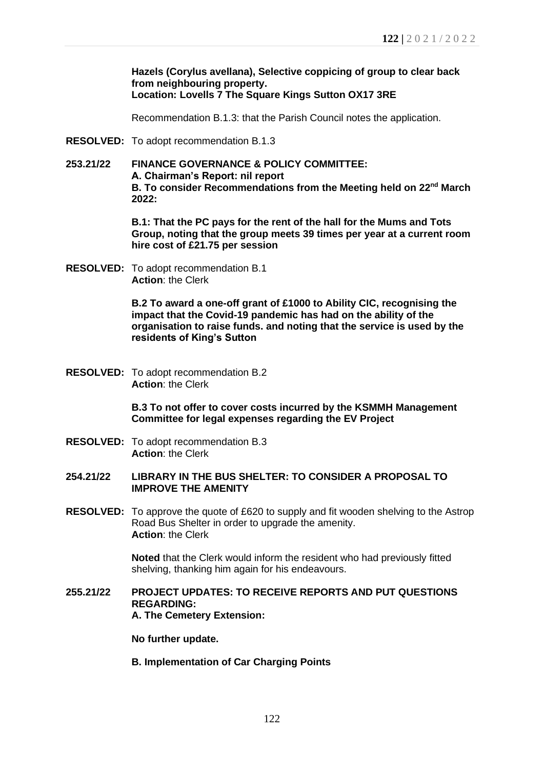**Hazels (Corylus avellana), Selective coppicing of group to clear back from neighbouring property.**
**Location: Lovells 7 The Square Kings Sutton OX17 3RE**

Recommendation B.1.3: that the Parish Council notes the application.

**RESOLVED:** To adopt recommendation B.1.3

**253.21/22 FINANCE GOVERNANCE & POLICY COMMITTEE:**
**A. Chairman's Report: nil report**
**B. To consider Recommendations from the Meeting held on 22nd March 2022:**

**B.1: That the PC pays for the rent of the hall for the Mums and Tots Group, noting that the group meets 39 times per year at a current room hire cost of £21.75 per session**

**RESOLVED:** To adopt recommendation B.1
**Action**: the Clerk

**B.2 To award a one-off grant of £1000 to Ability CIC, recognising the impact that the Covid-19 pandemic has had on the ability of the organisation to raise funds. and noting that the service is used by the residents of King's Sutton**

**RESOLVED:** To adopt recommendation B.2
**Action**: the Clerk

**B.3 To not offer to cover costs incurred by the KSMMH Management Committee for legal expenses regarding the EV Project**

**RESOLVED:** To adopt recommendation B.3
**Action**: the Clerk

**254.21/22 LIBRARY IN THE BUS SHELTER: TO CONSIDER A PROPOSAL TO IMPROVE THE AMENITY**

**RESOLVED:** To approve the quote of £620 to supply and fit wooden shelving to the Astrop Road Bus Shelter in order to upgrade the amenity.
**Action**: the Clerk

**Noted** that the Clerk would inform the resident who had previously fitted shelving, thanking him again for his endeavours.

**255.21/22 PROJECT UPDATES: TO RECEIVE REPORTS AND PUT QUESTIONS REGARDING:**
**A. The Cemetery Extension:**

**No further update.**

**B. Implementation of Car Charging Points**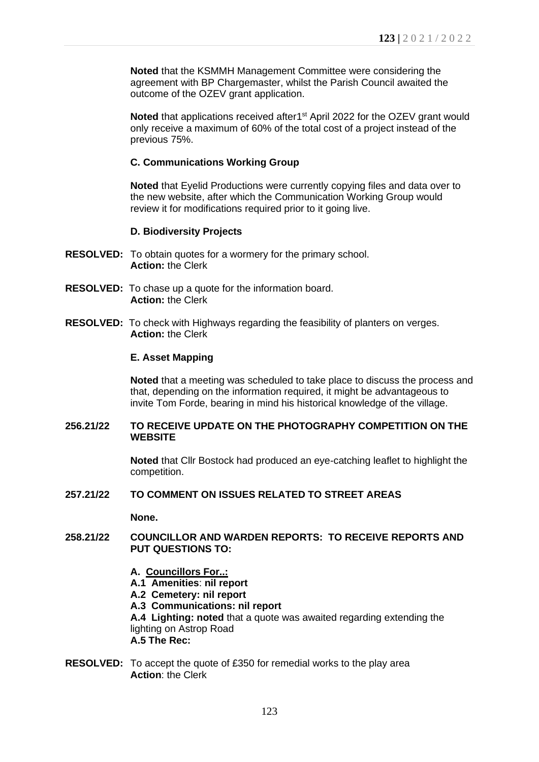**Noted** that the KSMMH Management Committee were considering the agreement with BP Chargemaster, whilst the Parish Council awaited the outcome of the OZEV grant application.

**Noted** that applications received after1st April 2022 for the OZEV grant would only receive a maximum of 60% of the total cost of a project instead of the previous 75%.

**C. Communications Working Group**

**Noted** that Eyelid Productions were currently copying files and data over to the new website, after which the Communication Working Group would review it for modifications required prior to it going live.

**D. Biodiversity Projects**

**RESOLVED:** To obtain quotes for a wormery for the primary school.
**Action:** the Clerk

**RESOLVED:** To chase up a quote for the information board.
**Action:** the Clerk

**RESOLVED:** To check with Highways regarding the feasibility of planters on verges.
**Action:** the Clerk

**E. Asset Mapping**

**Noted** that a meeting was scheduled to take place to discuss the process and that, depending on the information required, it might be advantageous to invite Tom Forde, bearing in mind his historical knowledge of the village.

**256.21/22 TO RECEIVE UPDATE ON THE PHOTOGRAPHY COMPETITION ON THE WEBSITE**

**Noted** that Cllr Bostock had produced an eye-catching leaflet to highlight the competition.

**257.21/22 TO COMMENT ON ISSUES RELATED TO STREET AREAS**

**None.**

**258.21/22 COUNCILLOR AND WARDEN REPORTS: TO RECEIVE REPORTS AND PUT QUESTIONS TO:**

**A. Councillors For..:**
**A.1 Amenities**: **nil report**
**A.2 Cemetery: nil report**
**A.3 Communications: nil report**
**A.4 Lighting: noted** that a quote was awaited regarding extending the lighting on Astrop Road
**A.5 The Rec:**

**RESOLVED:** To accept the quote of £350 for remedial works to the play area
**Action**: the Clerk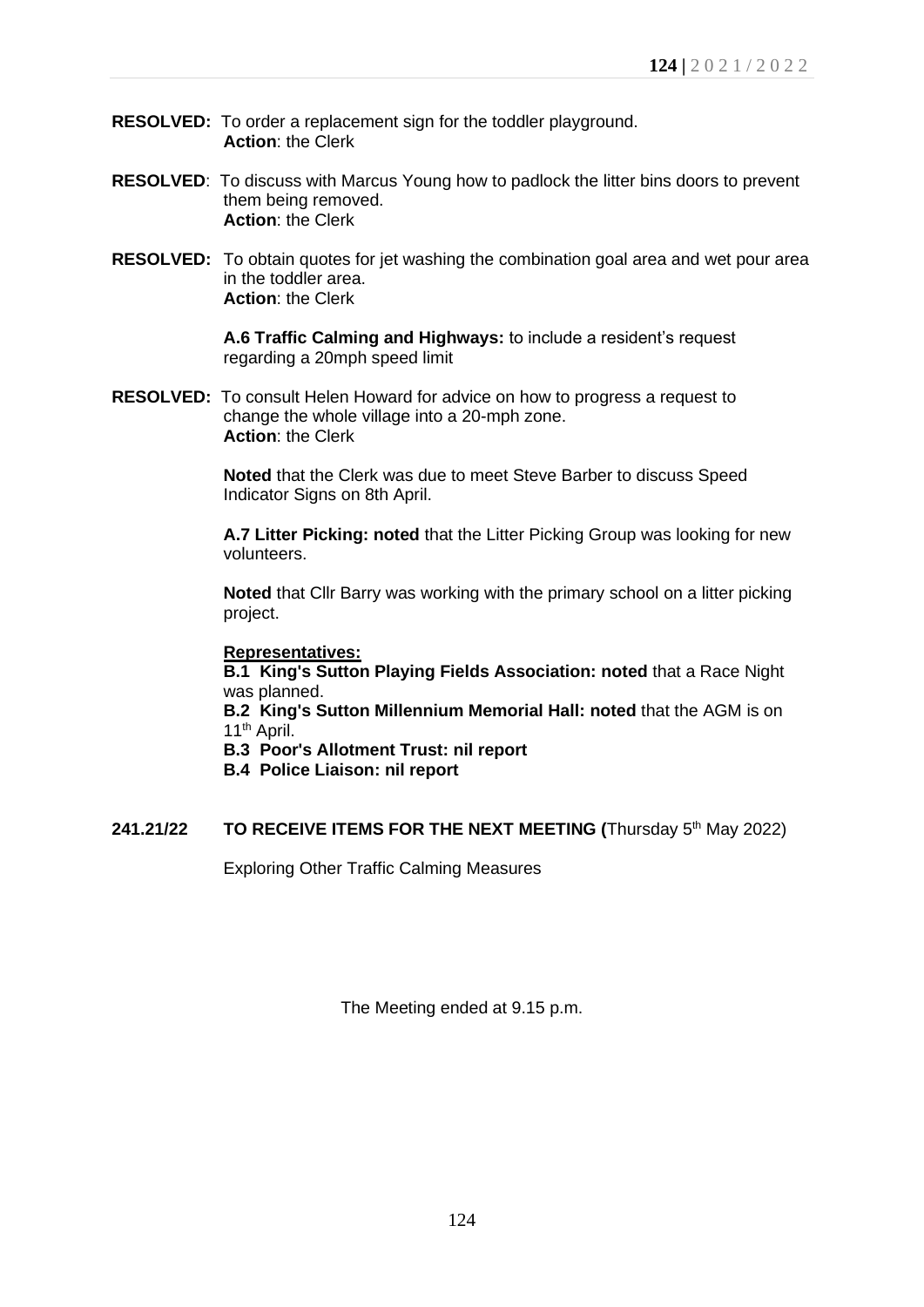**RESOLVED:** To order a replacement sign for the toddler playground.
**Action**: the Clerk

**RESOLVED**: To discuss with Marcus Young how to padlock the litter bins doors to prevent them being removed.
**Action**: the Clerk

**RESOLVED:** To obtain quotes for jet washing the combination goal area and wet pour area in the toddler area.
**Action**: the Clerk

**A.6 Traffic Calming and Highways:** to include a resident's request regarding a 20mph speed limit

**RESOLVED:** To consult Helen Howard for advice on how to progress a request to change the whole village into a 20-mph zone.
**Action**: the Clerk

**Noted** that the Clerk was due to meet Steve Barber to discuss Speed Indicator Signs on 8th April.

**A.7 Litter Picking: noted** that the Litter Picking Group was looking for new volunteers.

**Noted** that Cllr Barry was working with the primary school on a litter picking project.

**Representatives:**

**B.1 King's Sutton Playing Fields Association: noted** that a Race Night was planned.
**B.2 King's Sutton Millennium Memorial Hall: noted** that the AGM is on 11th April.
**B.3 Poor's Allotment Trust: nil report**
**B.4 Police Liaison: nil report**

**241.21/22 TO RECEIVE ITEMS FOR THE NEXT MEETING (**Thursday 5th May 2022)

Exploring Other Traffic Calming Measures

The Meeting ended at 9.15 p.m.